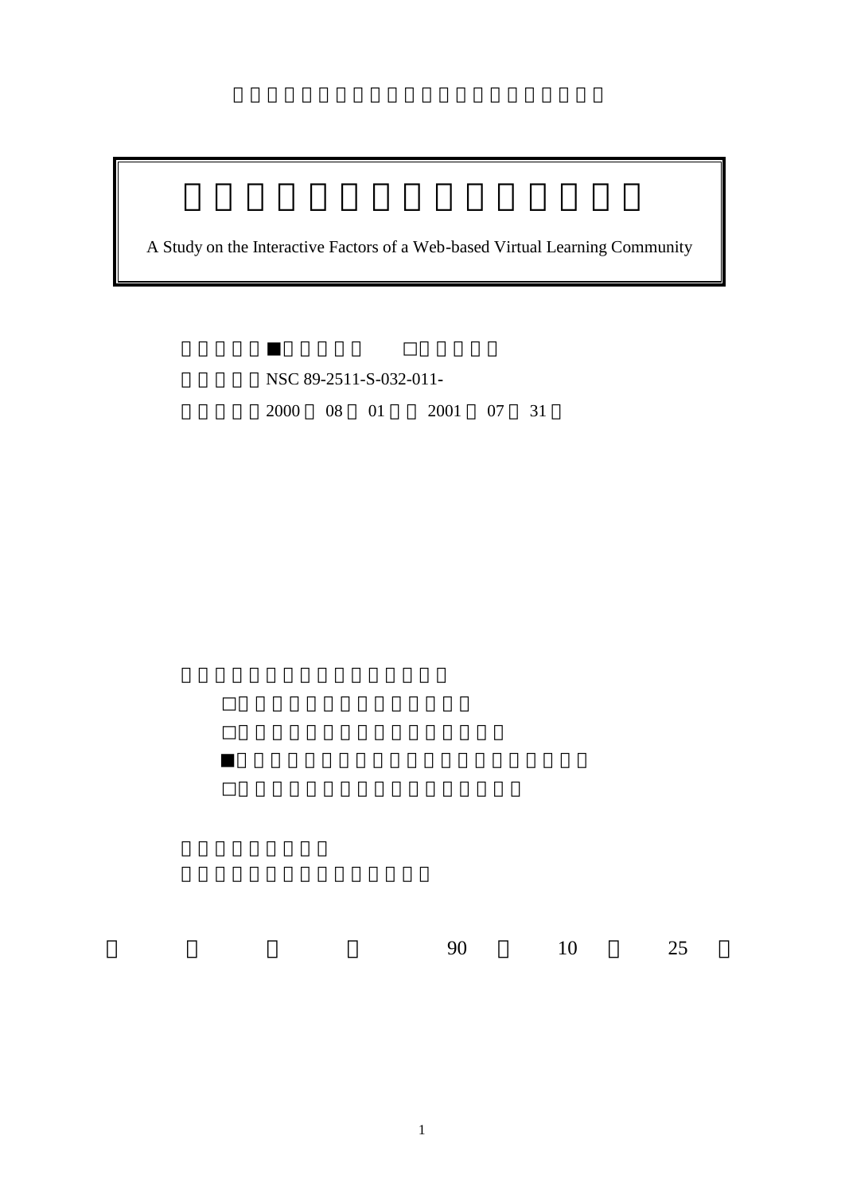A Study on the Interactive Factors of a Web-based Virtual Learning Community

■ □

NSC 89-2511-S-032-011-

2000 08 01 2001 07 31

□

□

■

□

90 10 25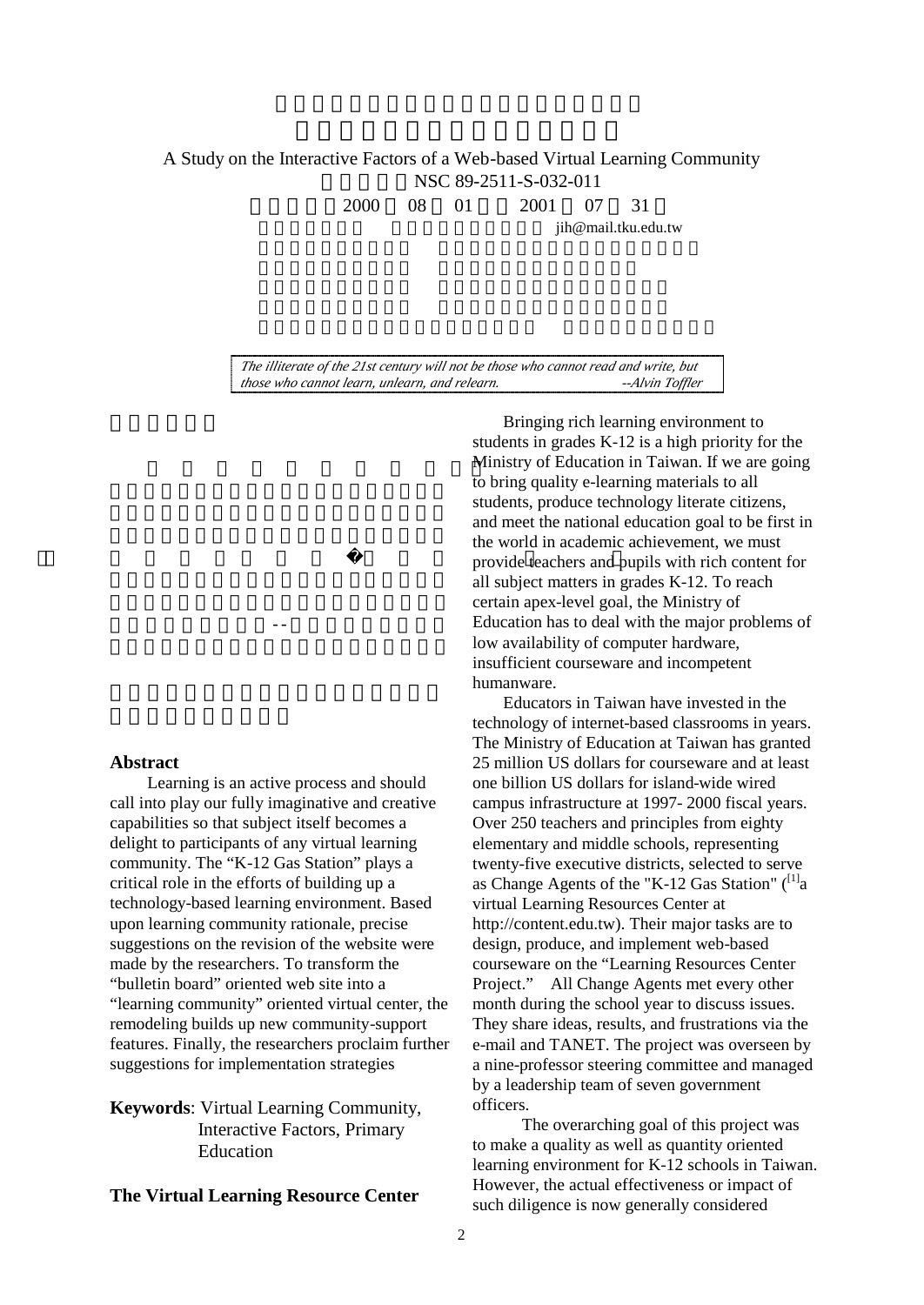A Study on the Interactive Factors of a Web-based Virtual Learning Community

NSC 89-2511-S-032-011

2000 08 01 2001 07 31

jih@mail.tku.edu.tw

> *The illiterate of the 21st century will not be those who cannot read and write, but those who cannot learn, unlearn, and relearn. --Alvin Toffler*

--

## Abstract

Learning is an active process and should call into play our fully imaginative and creative capabilities so that subject itself becomes a delight to participants of any virtual learning community. The “K-12 Gas Station” plays a critical role in the efforts of building up a technology-based learning environment. Based upon learning community rationale, precise suggestions on the revision of the website were made by the researchers. To transform the “bulletin board” oriented web site into a “learning community” oriented virtual center, the remodeling builds up new community-support features. Finally, the researchers proclaim further suggestions for implementation strategies

**Keywords**: Virtual Learning Community, Interactive Factors, Primary Education

## The Virtual Learning Resource Center

Bringing rich learning environment to students in grades K-12 is a high priority for the Ministry of Education in Taiwan. If we are going to bring quality e-learning materials to all students, produce technology literate citizens, and meet the national education goal to be first in the world in academic achievement, we must provide teachers and pupils with rich content for all subject matters in grades K-12. To reach certain apex-level goal, the Ministry of Education has to deal with the major problems of low availability of computer hardware, insufficient courseware and incompetent humanware.

Educators in Taiwan have invested in the technology of internet-based classrooms in years. The Ministry of Education at Taiwan has granted 25 million US dollars for courseware and at least one billion US dollars for island-wide wired campus infrastructure at 1997- 2000 fiscal years. Over 250 teachers and principles from eighty elementary and middle schools, representing twenty-five executive districts, selected to serve as Change Agents of the "K-12 Gas Station" ([1]a virtual Learning Resources Center at http://content.edu.tw). Their major tasks are to design, produce, and implement web-based courseware on the “Learning Resources Center Project.” All Change Agents met every other month during the school year to discuss issues. They share ideas, results, and frustrations via the e-mail and TANET. The project was overseen by a nine-professor steering committee and managed by a leadership team of seven government officers.

The overarching goal of this project was to make a quality as well as quantity oriented learning environment for K-12 schools in Taiwan. However, the actual effectiveness or impact of such diligence is now generally considered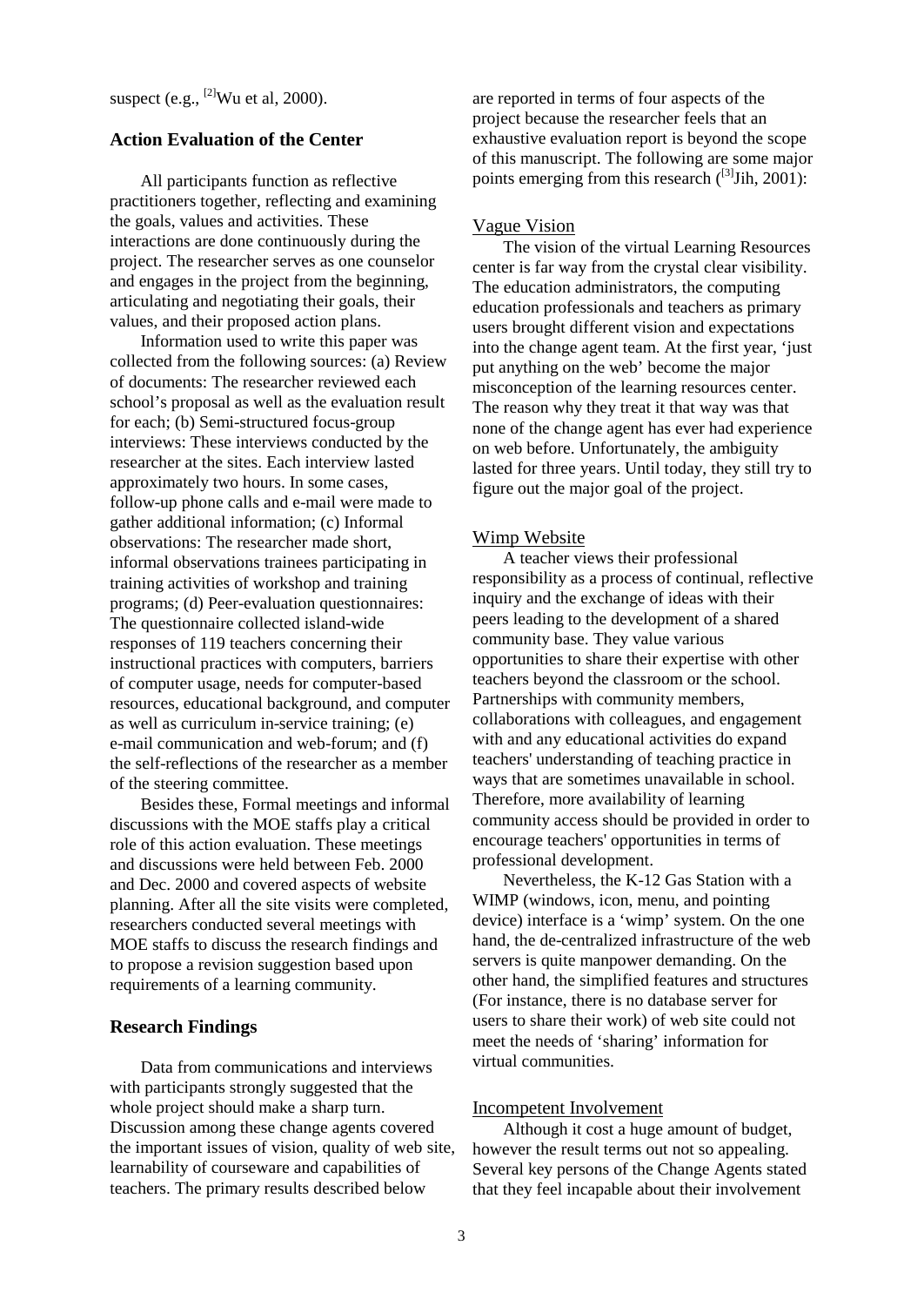suspect (e.g., [2]Wu et al, 2000).

## Action Evaluation of the Center

All participants function as reflective practitioners together, reflecting and examining the goals, values and activities. These interactions are done continuously during the project. The researcher serves as one counselor and engages in the project from the beginning, articulating and negotiating their goals, their values, and their proposed action plans.

Information used to write this paper was collected from the following sources: (a) Review of documents: The researcher reviewed each school's proposal as well as the evaluation result for each; (b) Semi-structured focus-group interviews: These interviews conducted by the researcher at the sites. Each interview lasted approximately two hours. In some cases, follow-up phone calls and e-mail were made to gather additional information; (c) Informal observations: The researcher made short, informal observations trainees participating in training activities of workshop and training programs; (d) Peer-evaluation questionnaires: The questionnaire collected island-wide responses of 119 teachers concerning their instructional practices with computers, barriers of computer usage, needs for computer-based resources, educational background, and computer as well as curriculum in-service training; (e) e-mail communication and web-forum; and (f) the self-reflections of the researcher as a member of the steering committee.

Besides these, Formal meetings and informal discussions with the MOE staffs play a critical role of this action evaluation. These meetings and discussions were held between Feb. 2000 and Dec. 2000 and covered aspects of website planning. After all the site visits were completed, researchers conducted several meetings with MOE staffs to discuss the research findings and to propose a revision suggestion based upon requirements of a learning community.

## Research Findings

Data from communications and interviews with participants strongly suggested that the whole project should make a sharp turn. Discussion among these change agents covered the important issues of vision, quality of web site, learnability of courseware and capabilities of teachers. The primary results described below are reported in terms of four aspects of the project because the researcher feels that an exhaustive evaluation report is beyond the scope of this manuscript. The following are some major points emerging from this research ([3]Jih, 2001):

### Vague Vision

The vision of the virtual Learning Resources center is far way from the crystal clear visibility. The education administrators, the computing education professionals and teachers as primary users brought different vision and expectations into the change agent team. At the first year, 'just put anything on the web' become the major misconception of the learning resources center. The reason why they treat it that way was that none of the change agent has ever had experience on web before. Unfortunately, the ambiguity lasted for three years. Until today, they still try to figure out the major goal of the project.

### Wimp Website

A teacher views their professional responsibility as a process of continual, reflective inquiry and the exchange of ideas with their peers leading to the development of a shared community base. They value various opportunities to share their expertise with other teachers beyond the classroom or the school. Partnerships with community members, collaborations with colleagues, and engagement with and any educational activities do expand teachers' understanding of teaching practice in ways that are sometimes unavailable in school. Therefore, more availability of learning community access should be provided in order to encourage teachers' opportunities in terms of professional development.

Nevertheless, the K-12 Gas Station with a WIMP (windows, icon, menu, and pointing device) interface is a 'wimp' system. On the one hand, the de-centralized infrastructure of the web servers is quite manpower demanding. On the other hand, the simplified features and structures (For instance, there is no database server for users to share their work) of web site could not meet the needs of 'sharing' information for virtual communities.

### Incompetent Involvement

Although it cost a huge amount of budget, however the result terms out not so appealing. Several key persons of the Change Agents stated that they feel incapable about their involvement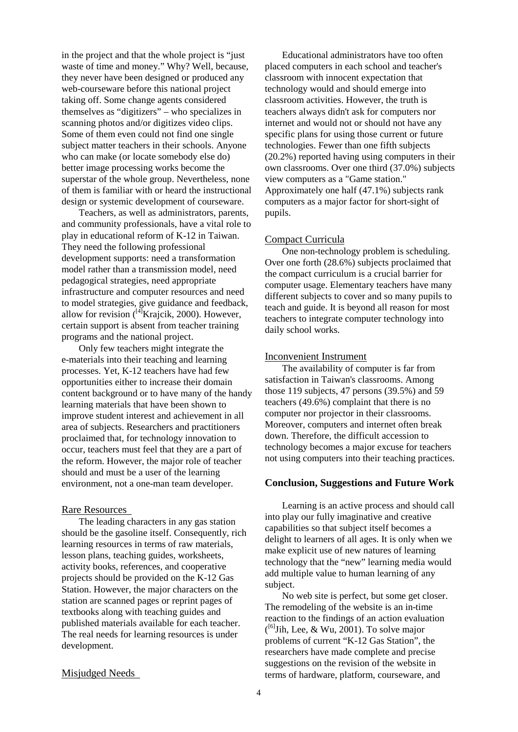in the project and that the whole project is "just waste of time and money." Why? Well, because, they never have been designed or produced any web-courseware before this national project taking off. Some change agents considered themselves as "digitizers" – who specializes in scanning photos and/or digitizes video clips. Some of them even could not find one single subject matter teachers in their schools. Anyone who can make (or locate somebody else do) better image processing works become the superstar of the whole group. Nevertheless, none of them is familiar with or heard the instructional design or systemic development of courseware.

Teachers, as well as administrators, parents, and community professionals, have a vital role to play in educational reform of K-12 in Taiwan. They need the following professional development supports: need a transformation model rather than a transmission model, need pedagogical strategies, need appropriate infrastructure and computer resources and need to model strategies, give guidance and feedback, allow for revision ([4]Krajcik, 2000). However, certain support is absent from teacher training programs and the national project.

Only few teachers might integrate the e-materials into their teaching and learning processes. Yet, K-12 teachers have had few opportunities either to increase their domain content background or to have many of the handy learning materials that have been shown to improve student interest and achievement in all area of subjects. Researchers and practitioners proclaimed that, for technology innovation to occur, teachers must feel that they are a part of the reform. However, the major role of teacher should and must be a user of the learning environment, not a one-man team developer.

### Rare Resources

The leading characters in any gas station should be the gasoline itself. Consequently, rich learning resources in terms of raw materials, lesson plans, teaching guides, worksheets, activity books, references, and cooperative projects should be provided on the K-12 Gas Station. However, the major characters on the station are scanned pages or reprint pages of textbooks along with teaching guides and published materials available for each teacher. The real needs for learning resources is under development.

### Misjudged Needs

Educational administrators have too often placed computers in each school and teacher's classroom with innocent expectation that technology would and should emerge into classroom activities. However, the truth is teachers always didn't ask for computers nor internet and would not or should not have any specific plans for using those current or future technologies. Fewer than one fifth subjects (20.2%) reported having using computers in their own classrooms. Over one third (37.0%) subjects view computers as a "Game station." Approximately one half (47.1%) subjects rank computers as a major factor for short-sight of pupils.

### Compact Curricula

One non-technology problem is scheduling. Over one forth (28.6%) subjects proclaimed that the compact curriculum is a crucial barrier for computer usage. Elementary teachers have many different subjects to cover and so many pupils to teach and guide. It is beyond all reason for most teachers to integrate computer technology into daily school works.

### Inconvenient Instrument

The availability of computer is far from satisfaction in Taiwan's classrooms. Among those 119 subjects, 47 persons (39.5%) and 59 teachers (49.6%) complaint that there is no computer nor projector in their classrooms. Moreover, computers and internet often break down. Therefore, the difficult accession to technology becomes a major excuse for teachers not using computers into their teaching practices.

## Conclusion, Suggestions and Future Work

Learning is an active process and should call into play our fully imaginative and creative capabilities so that subject itself becomes a delight to learners of all ages. It is only when we make explicit use of new natures of learning technology that the "new" learning media would add multiple value to human learning of any subject.

No web site is perfect, but some get closer. The remodeling of the website is an in-time reaction to the findings of an action evaluation ([6]Jih, Lee, & Wu, 2001). To solve major problems of current "K-12 Gas Station", the researchers have made complete and precise suggestions on the revision of the website in terms of hardware, platform, courseware, and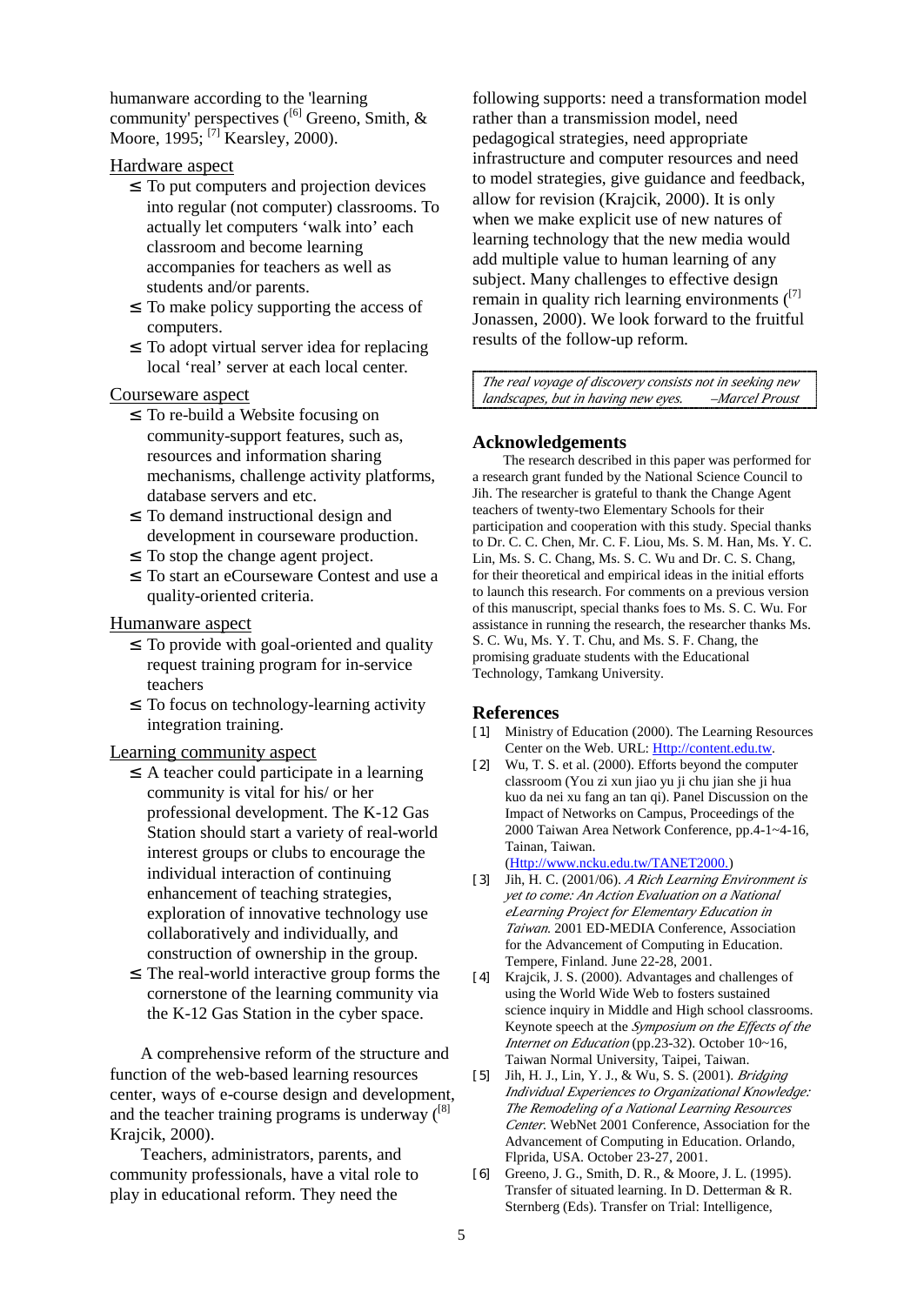humanware according to the 'learning community' perspectives ([6] Greeno, Smith, & Moore, 1995; [7] Kearsley, 2000).

Hardware aspect

- ≤ To put computers and projection devices into regular (not computer) classrooms. To actually let computers 'walk into' each classroom and become learning accompanies for teachers as well as students and/or parents.
- ≤ To make policy supporting the access of computers.
- ≤ To adopt virtual server idea for replacing local 'real' server at each local center.

Courseware aspect

- ≤ To re-build a Website focusing on community-support features, such as, resources and information sharing mechanisms, challenge activity platforms, database servers and etc.
- ≤ To demand instructional design and development in courseware production.
- ≤ To stop the change agent project.
- ≤ To start an eCourseware Contest and use a quality-oriented criteria.

Humanware aspect

- ≤ To provide with goal-oriented and quality request training program for in-service teachers
- ≤ To focus on technology-learning activity integration training.

Learning community aspect

- ≤ A teacher could participate in a learning community is vital for his/ or her professional development. The K-12 Gas Station should start a variety of real-world interest groups or clubs to encourage the individual interaction of continuing enhancement of teaching strategies, exploration of innovative technology use collaboratively and individually, and construction of ownership in the group.
- ≤ The real-world interactive group forms the cornerstone of the learning community via the K-12 Gas Station in the cyber space.

A comprehensive reform of the structure and function of the web-based learning resources center, ways of e-course design and development, and the teacher training programs is underway ([8] Krajcik, 2000).

Teachers, administrators, parents, and community professionals, have a vital role to play in educational reform. They need the following supports: need a transformation model rather than a transmission model, need pedagogical strategies, need appropriate infrastructure and computer resources and need to model strategies, give guidance and feedback, allow for revision (Krajcik, 2000). It is only when we make explicit use of new natures of learning technology that the new media would add multiple value to human learning of any subject. Many challenges to effective design remain in quality rich learning environments ([7] Jonassen, 2000). We look forward to the fruitful results of the follow-up reform.

> *The real voyage of discovery consists not in seeking new landscapes, but in having new eyes. –Marcel Proust*

## Acknowledgements

The research described in this paper was performed for a research grant funded by the National Science Council to Jih. The researcher is grateful to thank the Change Agent teachers of twenty-two Elementary Schools for their participation and cooperation with this study. Special thanks to Dr. C. C. Chen, Mr. C. F. Liou, Ms. S. M. Han, Ms. Y. C. Lin, Ms. S. C. Chang, Ms. S. C. Wu and Dr. C. S. Chang, for their theoretical and empirical ideas in the initial efforts to launch this research. For comments on a previous version of this manuscript, special thanks foes to Ms. S. C. Wu. For assistance in running the research, the researcher thanks Ms. S. C. Wu, Ms. Y. T. Chu, and Ms. S. F. Chang, the promising graduate students with the Educational Technology, Tamkang University.

## References

[1] Ministry of Education (2000). The Learning Resources Center on the Web. URL: Http://content.edu.tw.

[2] Wu, T. S. et al. (2000). Efforts beyond the computer classroom (You zi xun jiao yu ji chu jian she ji hua kuo da nei xu fang an tan qi). Panel Discussion on the Impact of Networks on Campus, Proceedings of the 2000 Taiwan Area Network Conference, pp.4-1~4-16, Tainan, Taiwan. (Http://www.ncku.edu.tw/TANET2000.)

[3] Jih, H. C. (2001/06). *A Rich Learning Environment is yet to come: An Action Evaluation on a National eLearning Project for Elementary Education in Taiwan.* 2001 ED-MEDIA Conference, Association for the Advancement of Computing in Education. Tempere, Finland. June 22-28, 2001.

[4] Krajcik, J. S. (2000). Advantages and challenges of using the World Wide Web to fosters sustained science inquiry in Middle and High school classrooms. Keynote speech at the *Symposium on the Effects of the Internet on Education* (pp.23-32). October 10~16, Taiwan Normal University, Taipei, Taiwan.

[5] Jih, H. J., Lin, Y. J., & Wu, S. S. (2001). *Bridging Individual Experiences to Organizational Knowledge: The Remodeling of a National Learning Resources Center.* WebNet 2001 Conference, Association for the Advancement of Computing in Education. Orlando, Flprida, USA. October 23-27, 2001.

[6] Greeno, J. G., Smith, D. R., & Moore, J. L. (1995). Transfer of situated learning. In D. Detterman & R. Sternberg (Eds). Transfer on Trial: Intelligence,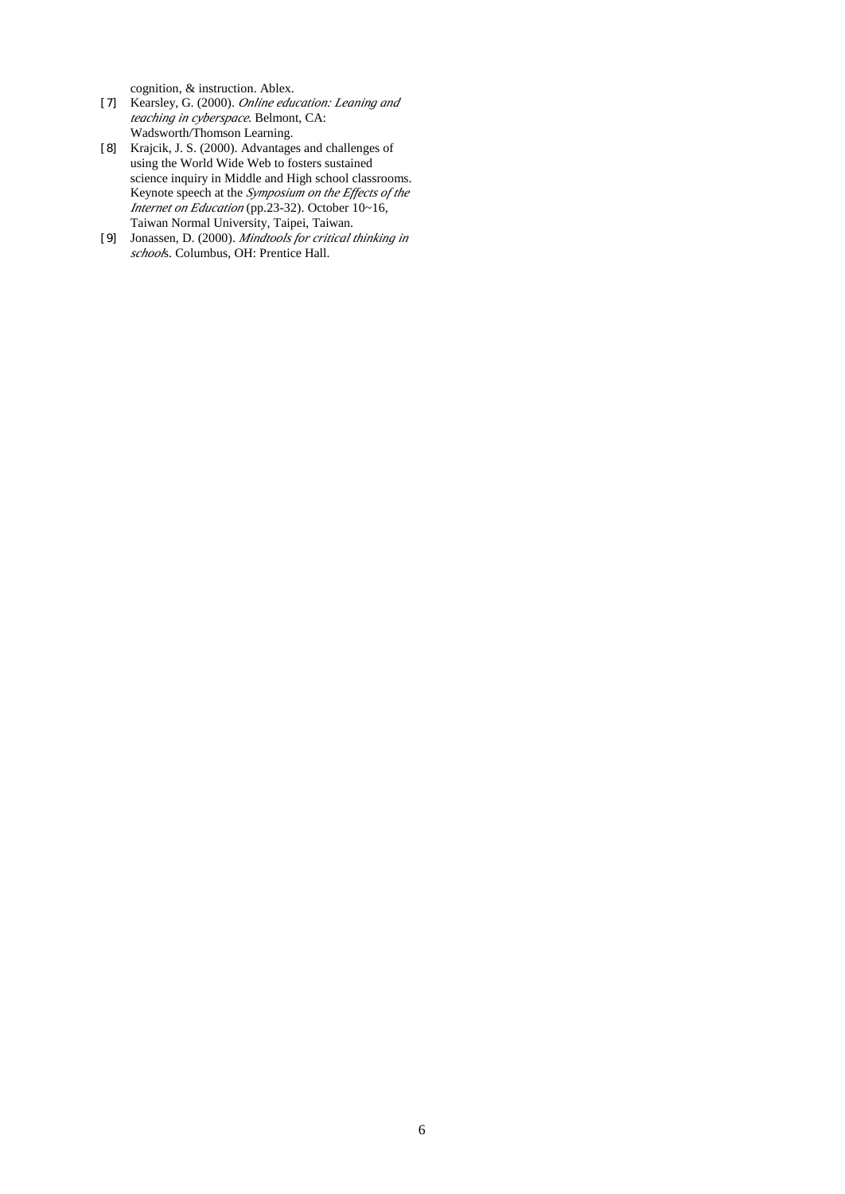cognition, & instruction. Ablex.

[7] Kearsley, G. (2000). *Online education: Leaning and teaching in cyberspace*. Belmont, CA: Wadsworth/Thomson Learning.

[8] Krajcik, J. S. (2000). Advantages and challenges of using the World Wide Web to fosters sustained science inquiry in Middle and High school classrooms. Keynote speech at the *Symposium on the Effects of the Internet on Education* (pp.23-32). October 10~16, Taiwan Normal University, Taipei, Taiwan.

[9] Jonassen, D. (2000). *Mindtools for critical thinking in schools*. Columbus, OH: Prentice Hall.